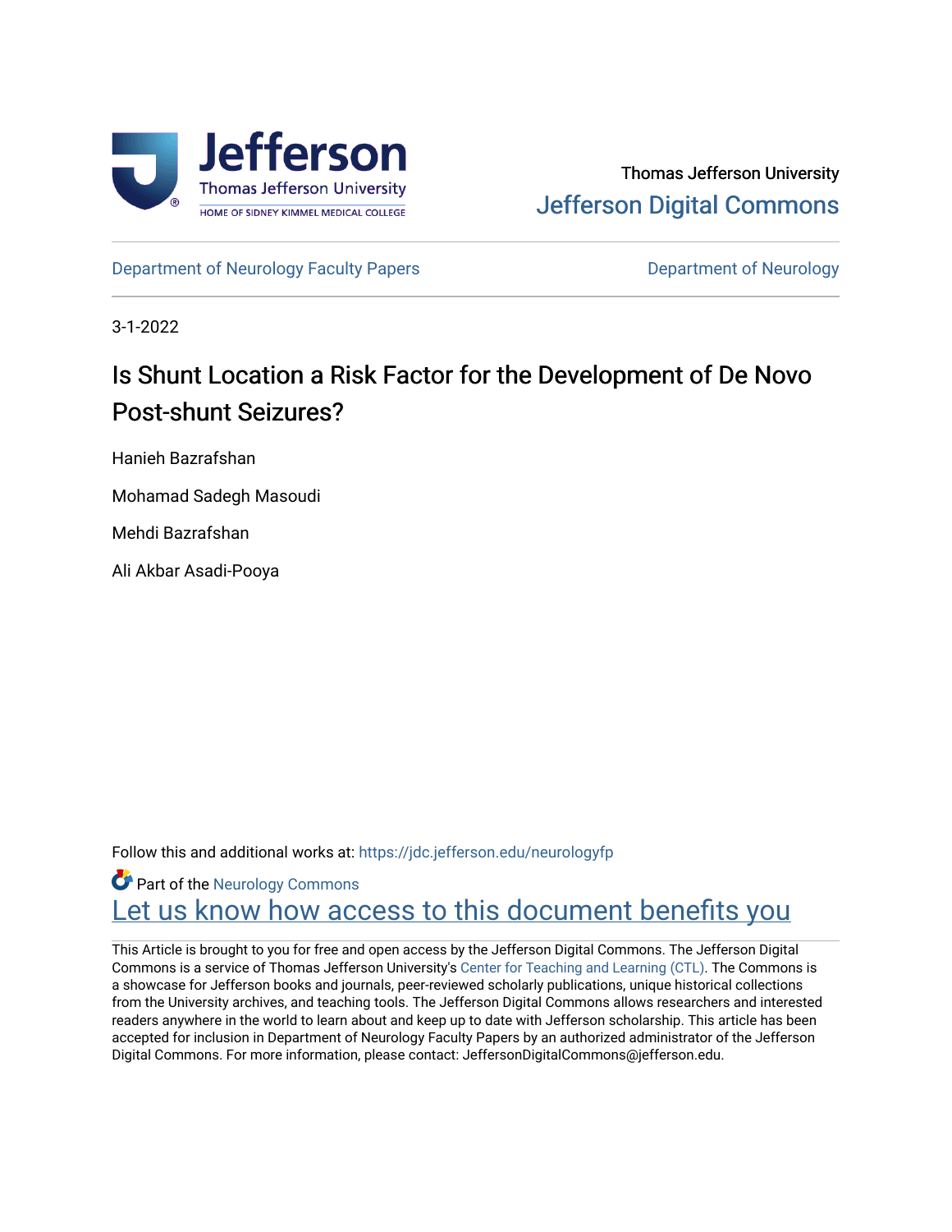Thomas Jefferson University

Jefferson Digital Commons

Department of Neurology Faculty Papers

Department of Neurology

3-1-2022

# Is Shunt Location a Risk Factor for the Development of De Novo Post-shunt Seizures?

Hanieh Bazrafshan

Mohamad Sadegh Masoudi

Mehdi Bazrafshan

Ali Akbar Asadi-Pooya

Follow this and additional works at: https://jdc.jefferson.edu/neurologyfp

Part of the Neurology Commons

Let us know how access to this document benefits you

This Article is brought to you for free and open access by the Jefferson Digital Commons. The Jefferson Digital Commons is a service of Thomas Jefferson University's Center for Teaching and Learning (CTL). The Commons is a showcase for Jefferson books and journals, peer-reviewed scholarly publications, unique historical collections from the University archives, and teaching tools. The Jefferson Digital Commons allows researchers and interested readers anywhere in the world to learn about and keep up to date with Jefferson scholarship. This article has been accepted for inclusion in Department of Neurology Faculty Papers by an authorized administrator of the Jefferson Digital Commons. For more information, please contact: JeffersonDigitalCommons@jefferson.edu.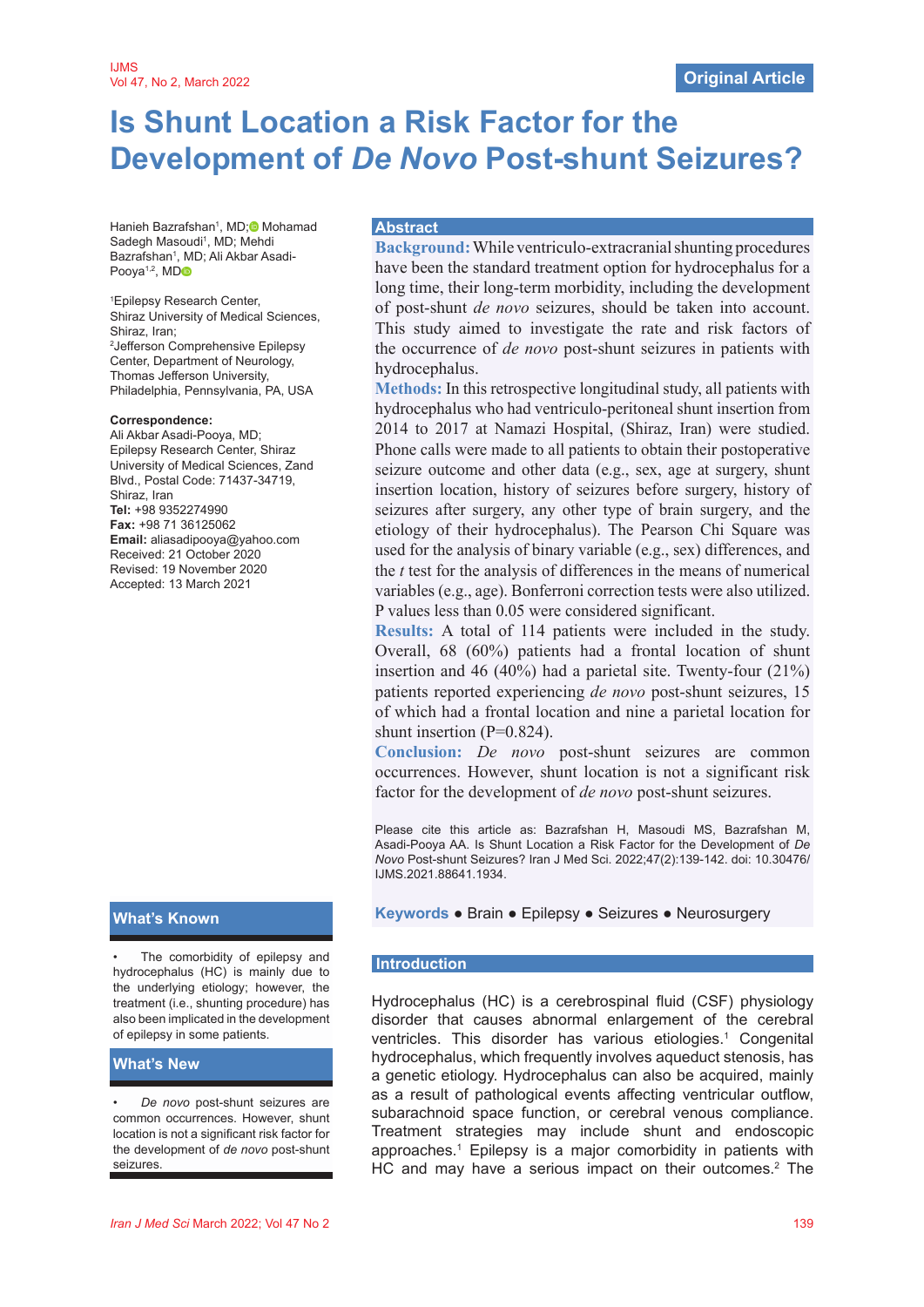# Is Shunt Location a Risk Factor for the Development of *De Novo* Post-shunt Seizures?

Hanieh Bazrafshan[1], MD; Mohamad Sadegh Masoudi[1], MD; Mehdi Bazrafshan[1], MD; Ali Akbar Asadi-Pooya[1,2], MD

[1]Epilepsy Research Center, Shiraz University of Medical Sciences, Shiraz, Iran;
[2]Jefferson Comprehensive Epilepsy Center, Department of Neurology, Thomas Jefferson University, Philadelphia, Pennsylvania, PA, USA

**Correspondence:**
Ali Akbar Asadi-Pooya, MD;
Epilepsy Research Center, Shiraz University of Medical Sciences, Zand Blvd., Postal Code: 71437-34719, Shiraz, Iran
**Tel:** +98 9352274990
**Fax:** +98 71 36125062
**Email:** aliasadipooya@yahoo.com
Received: 21 October 2020
Revised: 19 November 2020
Accepted: 13 March 2021

## Abstract

**Background:** While ventriculo-extracranial shunting procedures have been the standard treatment option for hydrocephalus for a long time, their long-term morbidity, including the development of post-shunt *de novo* seizures, should be taken into account. This study aimed to investigate the rate and risk factors of the occurrence of *de novo* post-shunt seizures in patients with hydrocephalus.

**Methods:** In this retrospective longitudinal study, all patients with hydrocephalus who had ventriculo-peritoneal shunt insertion from 2014 to 2017 at Namazi Hospital, (Shiraz, Iran) were studied. Phone calls were made to all patients to obtain their postoperative seizure outcome and other data (e.g., sex, age at surgery, shunt insertion location, history of seizures before surgery, history of seizures after surgery, any other type of brain surgery, and the etiology of their hydrocephalus). The Pearson Chi Square was used for the analysis of binary variable (e.g., sex) differences, and the *t* test for the analysis of differences in the means of numerical variables (e.g., age). Bonferroni correction tests were also utilized. P values less than 0.05 were considered significant.

**Results:** A total of 114 patients were included in the study. Overall, 68 (60%) patients had a frontal location of shunt insertion and 46 (40%) had a parietal site. Twenty-four (21%) patients reported experiencing *de novo* post-shunt seizures, 15 of which had a frontal location and nine a parietal location for shunt insertion (P=0.824).

**Conclusion:** *De novo* post-shunt seizures are common occurrences. However, shunt location is not a significant risk factor for the development of *de novo* post-shunt seizures.

Please cite this article as: Bazrafshan H, Masoudi MS, Bazrafshan M, Asadi-Pooya AA. Is Shunt Location a Risk Factor for the Development of *De Novo* Post-shunt Seizures? Iran J Med Sci. 2022;47(2):139-142. doi: 10.30476/IJMS.2021.88641.1934.

**Keywords** ● Brain ● Epilepsy ● Seizures ● Neurosurgery

### What's Known

- The comorbidity of epilepsy and hydrocephalus (HC) is mainly due to the underlying etiology; however, the treatment (i.e., shunting procedure) has also been implicated in the development of epilepsy in some patients.

### What's New

- *De novo* post-shunt seizures are common occurrences. However, shunt location is not a significant risk factor for the development of *de novo* post-shunt seizures.

## Introduction

Hydrocephalus (HC) is a cerebrospinal fluid (CSF) physiology disorder that causes abnormal enlargement of the cerebral ventricles. This disorder has various etiologies.[1] Congenital hydrocephalus, which frequently involves aqueduct stenosis, has a genetic etiology. Hydrocephalus can also be acquired, mainly as a result of pathological events affecting ventricular outflow, subarachnoid space function, or cerebral venous compliance. Treatment strategies may include shunt and endoscopic approaches.[1] Epilepsy is a major comorbidity in patients with HC and may have a serious impact on their outcomes.[2] The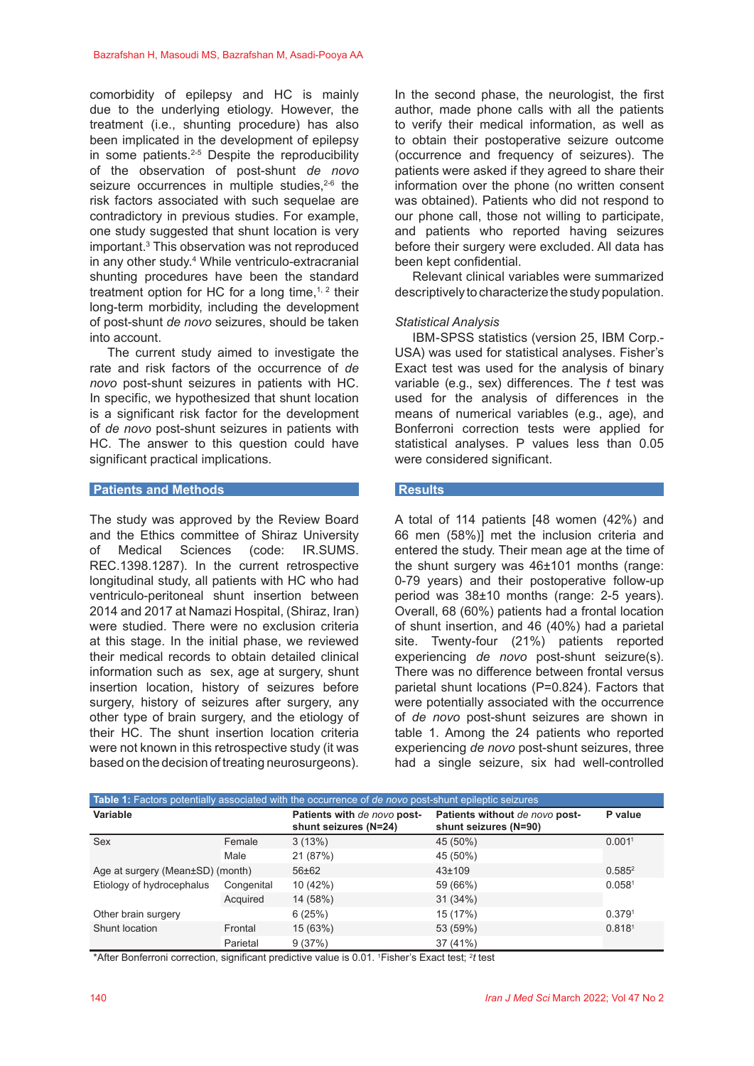comorbidity of epilepsy and HC is mainly due to the underlying etiology. However, the treatment (i.e., shunting procedure) has also been implicated in the development of epilepsy in some patients.[2-5] Despite the reproducibility of the observation of post-shunt *de novo* seizure occurrences in multiple studies,[2-6] the risk factors associated with such sequelae are contradictory in previous studies. For example, one study suggested that shunt location is very important.[3] This observation was not reproduced in any other study.[4] While ventriculo-extracranial shunting procedures have been the standard treatment option for HC for a long time,[1, 2] their long-term morbidity, including the development of post-shunt *de novo* seizures, should be taken into account.

The current study aimed to investigate the rate and risk factors of the occurrence of *de novo* post-shunt seizures in patients with HC. In specific, we hypothesized that shunt location is a significant risk factor for the development of *de novo* post-shunt seizures in patients with HC. The answer to this question could have significant practical implications.

## Patients and Methods

The study was approved by the Review Board and the Ethics committee of Shiraz University of Medical Sciences (code: IR.SUMS.REC.1398.1287). In the current retrospective longitudinal study, all patients with HC who had ventriculo-peritoneal shunt insertion between 2014 and 2017 at Namazi Hospital, (Shiraz, Iran) were studied. There were no exclusion criteria at this stage. In the initial phase, we reviewed their medical records to obtain detailed clinical information such as sex, age at surgery, shunt insertion location, history of seizures before surgery, history of seizures after surgery, any other type of brain surgery, and the etiology of their HC. The shunt insertion location criteria were not known in this retrospective study (it was based on the decision of treating neurosurgeons).

In the second phase, the neurologist, the first author, made phone calls with all the patients to verify their medical information, as well as to obtain their postoperative seizure outcome (occurrence and frequency of seizures). The patients were asked if they agreed to share their information over the phone (no written consent was obtained). Patients who did not respond to our phone call, those not willing to participate, and patients who reported having seizures before their surgery were excluded. All data has been kept confidential.

Relevant clinical variables were summarized descriptively to characterize the study population.

### Statistical Analysis

IBM-SPSS statistics (version 25, IBM Corp.-USA) was used for statistical analyses. Fisher's Exact test was used for the analysis of binary variable (e.g., sex) differences. The *t* test was used for the analysis of differences in the means of numerical variables (e.g., age), and Bonferroni correction tests were applied for statistical analyses. P values less than 0.05 were considered significant.

## Results

A total of 114 patients [48 women (42%) and 66 men (58%)] met the inclusion criteria and entered the study. Their mean age at the time of the shunt surgery was 46±101 months (range: 0-79 years) and their postoperative follow-up period was 38±10 months (range: 2-5 years). Overall, 68 (60%) patients had a frontal location of shunt insertion, and 46 (40%) had a parietal site. Twenty-four (21%) patients reported experiencing *de novo* post-shunt seizure(s). There was no difference between frontal versus parietal shunt locations (P=0.824). Factors that were potentially associated with the occurrence of *de novo* post-shunt seizures are shown in table 1. Among the 24 patients who reported experiencing *de novo* post-shunt seizures, three had a single seizure, six had well-controlled

**Table 1:** Factors potentially associated with the occurrence of *de novo* post-shunt epileptic seizures

| Variable | | Patients with *de novo* post-shunt seizures (N=24) | Patients without *de novo* post-shunt seizures (N=90) | P value |
|---|---|---|---|---|
| Sex | Female | 3 (13%) | 45 (50%) | 0.001[1] |
| | Male | 21 (87%) | 45 (50%) | |
| Age at surgery (Mean±SD) (month) | | 56±62 | 43±109 | 0.585[2] |
| Etiology of hydrocephalus | Congenital | 10 (42%) | 59 (66%) | 0.058[1] |
| | Acquired | 14 (58%) | 31 (34%) | |
| Other brain surgery | | 6 (25%) | 15 (17%) | 0.379[1] |
| Shunt location | Frontal | 15 (63%) | 53 (59%) | 0.818[1] |
| | Parietal | 9 (37%) | 37 (41%) | |

*After Bonferroni correction, significant predictive value is 0.01. [1]Fisher's Exact test; [2]*t* test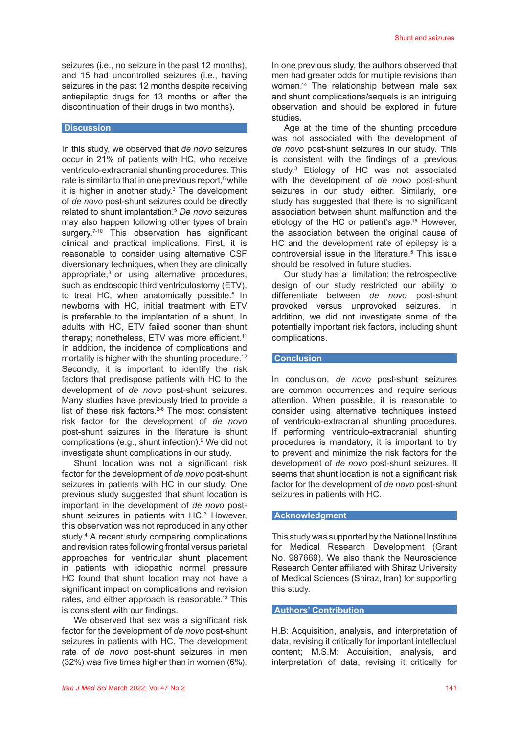seizures (i.e., no seizure in the past 12 months), and 15 had uncontrolled seizures (i.e., having seizures in the past 12 months despite receiving antiepileptic drugs for 13 months or after the discontinuation of their drugs in two months).

## Discussion

In this study, we observed that *de novo* seizures occur in 21% of patients with HC, who receive ventriculo-extracranial shunting procedures. This rate is similar to that in one previous report,[5] while it is higher in another study.[3] The development of *de novo* post-shunt seizures could be directly related to shunt implantation.[5] *De novo* seizures may also happen following other types of brain surgery.[7-10] This observation has significant clinical and practical implications. First, it is reasonable to consider using alternative CSF diversionary techniques, when they are clinically appropriate,[3] or using alternative procedures, such as endoscopic third ventriculostomy (ETV), to treat HC, when anatomically possible.[5] In newborns with HC, initial treatment with ETV is preferable to the implantation of a shunt. In adults with HC, ETV failed sooner than shunt therapy; nonetheless, ETV was more efficient.[11] In addition, the incidence of complications and mortality is higher with the shunting procedure.[12] Secondly, it is important to identify the risk factors that predispose patients with HC to the development of *de novo* post-shunt seizures. Many studies have previously tried to provide a list of these risk factors.[2-6] The most consistent risk factor for the development of *de novo* post-shunt seizures in the literature is shunt complications (e.g., shunt infection).[5] We did not investigate shunt complications in our study.

Shunt location was not a significant risk factor for the development of *de novo* post-shunt seizures in patients with HC in our study. One previous study suggested that shunt location is important in the development of *de novo* post-shunt seizures in patients with HC.[3] However, this observation was not reproduced in any other study.[4] A recent study comparing complications and revision rates following frontal versus parietal approaches for ventricular shunt placement in patients with idiopathic normal pressure HC found that shunt location may not have a significant impact on complications and revision rates, and either approach is reasonable.[13] This is consistent with our findings.

We observed that sex was a significant risk factor for the development of *de novo* post-shunt seizures in patients with HC. The development rate of *de novo* post-shunt seizures in men (32%) was five times higher than in women (6%). In one previous study, the authors observed that men had greater odds for multiple revisions than women.[14] The relationship between male sex and shunt complications/sequels is an intriguing observation and should be explored in future studies.

Age at the time of the shunting procedure was not associated with the development of *de novo* post-shunt seizures in our study. This is consistent with the findings of a previous study.[3] Etiology of HC was not associated with the development of *de novo* post-shunt seizures in our study either. Similarly, one study has suggested that there is no significant association between shunt malfunction and the etiology of the HC or patient's age.[15] However, the association between the original cause of HC and the development rate of epilepsy is a controversial issue in the literature.[5] This issue should be resolved in future studies.

Our study has a limitation; the retrospective design of our study restricted our ability to differentiate between *de novo* post-shunt provoked versus unprovoked seizures. In addition, we did not investigate some of the potentially important risk factors, including shunt complications.

## Conclusion

In conclusion, *de novo* post-shunt seizures are common occurrences and require serious attention. When possible, it is reasonable to consider using alternative techniques instead of ventriculo-extracranial shunting procedures. If performing ventriculo-extracranial shunting procedures is mandatory, it is important to try to prevent and minimize the risk factors for the development of *de novo* post-shunt seizures. It seems that shunt location is not a significant risk factor for the development of *de novo* post-shunt seizures in patients with HC.

## Acknowledgment

This study was supported by the National Institute for Medical Research Development (Grant No. 987669). We also thank the Neuroscience Research Center affiliated with Shiraz University of Medical Sciences (Shiraz, Iran) for supporting this study.

## Authors' Contribution

H.B: Acquisition, analysis, and interpretation of data, revising it critically for important intellectual content; M.S.M: Acquisition, analysis, and interpretation of data, revising it critically for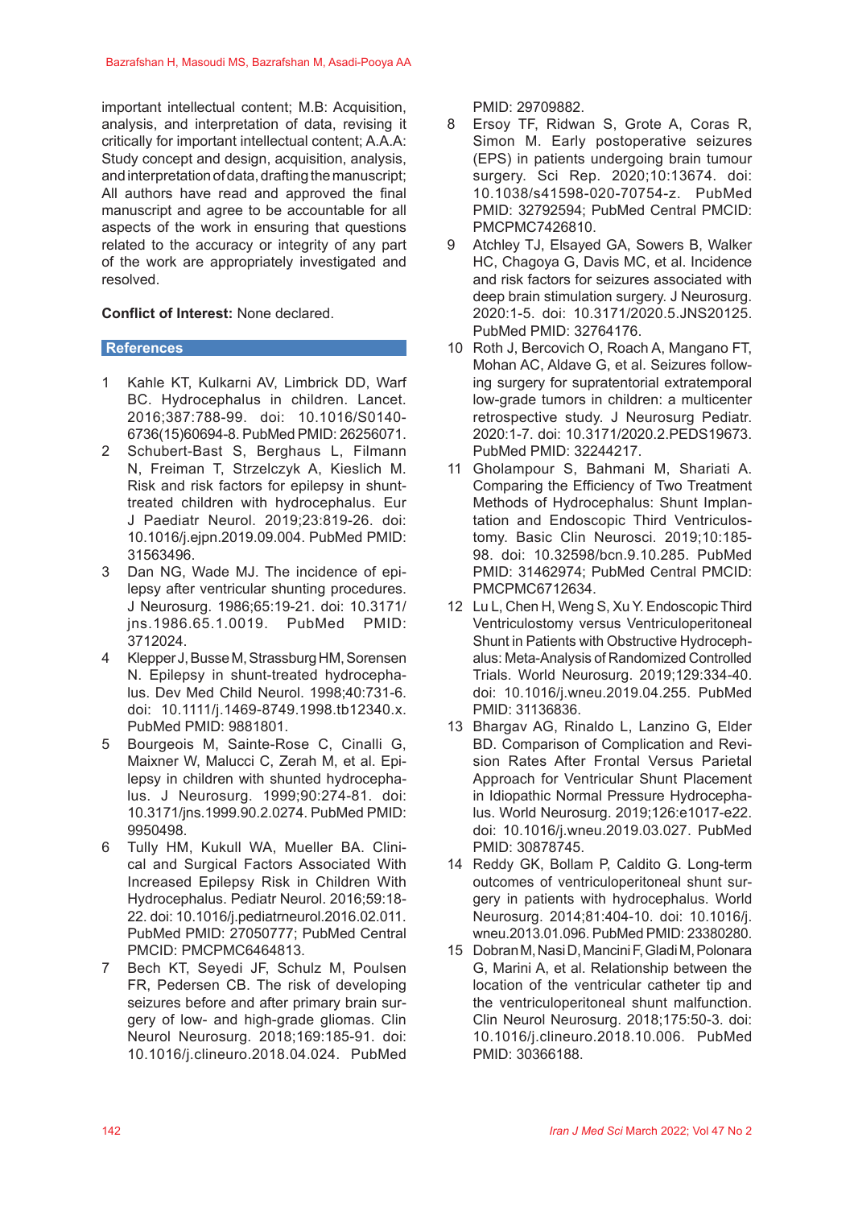important intellectual content; M.B: Acquisition, analysis, and interpretation of data, revising it critically for important intellectual content; A.A.A: Study concept and design, acquisition, analysis, and interpretation of data, drafting the manuscript; All authors have read and approved the final manuscript and agree to be accountable for all aspects of the work in ensuring that questions related to the accuracy or integrity of any part of the work are appropriately investigated and resolved.

**Conflict of Interest:** None declared.

## References

1. Kahle KT, Kulkarni AV, Limbrick DD, Warf BC. Hydrocephalus in children. Lancet. 2016;387:788-99. doi: 10.1016/S0140-6736(15)60694-8. PubMed PMID: 26256071.
2. Schubert-Bast S, Berghaus L, Filmann N, Freiman T, Strzelczyk A, Kieslich M. Risk and risk factors for epilepsy in shunt-treated children with hydrocephalus. Eur J Paediatr Neurol. 2019;23:819-26. doi: 10.1016/j.ejpn.2019.09.004. PubMed PMID: 31563496.
3. Dan NG, Wade MJ. The incidence of epilepsy after ventricular shunting procedures. J Neurosurg. 1986;65:19-21. doi: 10.3171/jns.1986.65.1.0019. PubMed PMID: 3712024.
4. Klepper J, Busse M, Strassburg HM, Sorensen N. Epilepsy in shunt-treated hydrocephalus. Dev Med Child Neurol. 1998;40:731-6. doi: 10.1111/j.1469-8749.1998.tb12340.x. PubMed PMID: 9881801.
5. Bourgeois M, Sainte-Rose C, Cinalli G, Maixner W, Malucci C, Zerah M, et al. Epilepsy in children with shunted hydrocephalus. J Neurosurg. 1999;90:274-81. doi: 10.3171/jns.1999.90.2.0274. PubMed PMID: 9950498.
6. Tully HM, Kukull WA, Mueller BA. Clinical and Surgical Factors Associated With Increased Epilepsy Risk in Children With Hydrocephalus. Pediatr Neurol. 2016;59:18-22. doi: 10.1016/j.pediatrneurol.2016.02.011. PubMed PMID: 27050777; PubMed Central PMCID: PMCPMC6464813.
7. Bech KT, Seyedi JF, Schulz M, Poulsen FR, Pedersen CB. The risk of developing seizures before and after primary brain surgery of low- and high-grade gliomas. Clin Neurol Neurosurg. 2018;169:185-91. doi: 10.1016/j.clineuro.2018.04.024. PubMed PMID: 29709882.
8. Ersoy TF, Ridwan S, Grote A, Coras R, Simon M. Early postoperative seizures (EPS) in patients undergoing brain tumour surgery. Sci Rep. 2020;10:13674. doi: 10.1038/s41598-020-70754-z. PubMed PMID: 32792594; PubMed Central PMCID: PMCPMC7426810.
9. Atchley TJ, Elsayed GA, Sowers B, Walker HC, Chagoya G, Davis MC, et al. Incidence and risk factors for seizures associated with deep brain stimulation surgery. J Neurosurg. 2020:1-5. doi: 10.3171/2020.5.JNS20125. PubMed PMID: 32764176.
10. Roth J, Bercovich O, Roach A, Mangano FT, Mohan AC, Aldave G, et al. Seizures following surgery for supratentorial extratemporal low-grade tumors in children: a multicenter retrospective study. J Neurosurg Pediatr. 2020:1-7. doi: 10.3171/2020.2.PEDS19673. PubMed PMID: 32244217.
11. Gholampour S, Bahmani M, Shariati A. Comparing the Efficiency of Two Treatment Methods of Hydrocephalus: Shunt Implantation and Endoscopic Third Ventriculostomy. Basic Clin Neurosci. 2019;10:185-98. doi: 10.32598/bcn.9.10.285. PubMed PMID: 31462974; PubMed Central PMCID: PMCPMC6712634.
12. Lu L, Chen H, Weng S, Xu Y. Endoscopic Third Ventriculostomy versus Ventriculoperitoneal Shunt in Patients with Obstructive Hydrocephalus: Meta-Analysis of Randomized Controlled Trials. World Neurosurg. 2019;129:334-40. doi: 10.1016/j.wneu.2019.04.255. PubMed PMID: 31136836.
13. Bhargav AG, Rinaldo L, Lanzino G, Elder BD. Comparison of Complication and Revision Rates After Frontal Versus Parietal Approach for Ventricular Shunt Placement in Idiopathic Normal Pressure Hydrocephalus. World Neurosurg. 2019;126:e1017-e22. doi: 10.1016/j.wneu.2019.03.027. PubMed PMID: 30878745.
14. Reddy GK, Bollam P, Caldito G. Long-term outcomes of ventriculoperitoneal shunt surgery in patients with hydrocephalus. World Neurosurg. 2014;81:404-10. doi: 10.1016/j.wneu.2013.01.096. PubMed PMID: 23380280.
15. Dobran M, Nasi D, Mancini F, Gladi M, Polonara G, Marini A, et al. Relationship between the location of the ventricular catheter tip and the ventriculoperitoneal shunt malfunction. Clin Neurol Neurosurg. 2018;175:50-3. doi: 10.1016/j.clineuro.2018.10.006. PubMed PMID: 30366188.